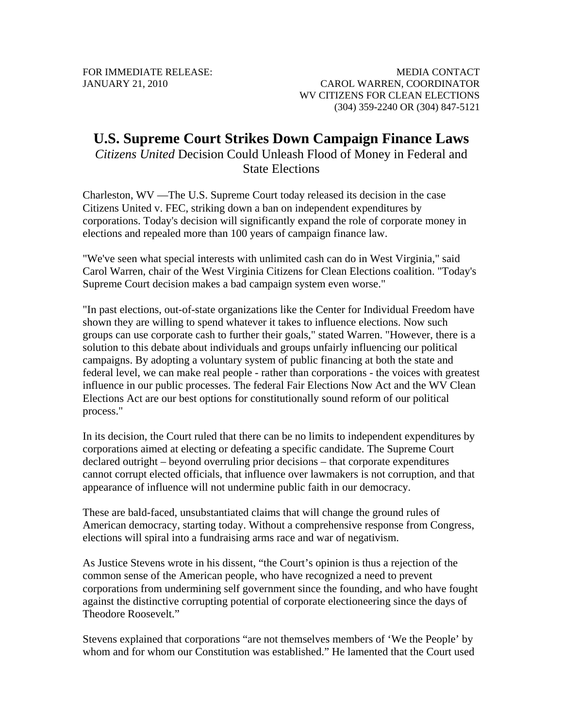FOR IMMEDIATE RELEASE:
JANUARY 21, 2010

MEDIA CONTACT
CAROL WARREN, COORDINATOR
WV CITIZENS FOR CLEAN ELECTIONS
(304) 359-2240 OR (304) 847-5121

# U.S. Supreme Court Strikes Down Campaign Finance Laws

*Citizens United* Decision Could Unleash Flood of Money in Federal and State Elections

Charleston, WV —The U.S. Supreme Court today released its decision in the case Citizens United v. FEC, striking down a ban on independent expenditures by corporations. Today's decision will significantly expand the role of corporate money in elections and repealed more than 100 years of campaign finance law.

"We've seen what special interests with unlimited cash can do in West Virginia," said Carol Warren, chair of the West Virginia Citizens for Clean Elections coalition. "Today's Supreme Court decision makes a bad campaign system even worse."

"In past elections, out-of-state organizations like the Center for Individual Freedom have shown they are willing to spend whatever it takes to influence elections. Now such groups can use corporate cash to further their goals," stated Warren. "However, there is a solution to this debate about individuals and groups unfairly influencing our political campaigns. By adopting a voluntary system of public financing at both the state and federal level, we can make real people - rather than corporations - the voices with greatest influence in our public processes. The federal Fair Elections Now Act and the WV Clean Elections Act are our best options for constitutionally sound reform of our political process."

In its decision, the Court ruled that there can be no limits to independent expenditures by corporations aimed at electing or defeating a specific candidate. The Supreme Court declared outright – beyond overruling prior decisions – that corporate expenditures cannot corrupt elected officials, that influence over lawmakers is not corruption, and that appearance of influence will not undermine public faith in our democracy.

These are bald-faced, unsubstantiated claims that will change the ground rules of American democracy, starting today. Without a comprehensive response from Congress, elections will spiral into a fundraising arms race and war of negativism.

As Justice Stevens wrote in his dissent, "the Court's opinion is thus a rejection of the common sense of the American people, who have recognized a need to prevent corporations from undermining self government since the founding, and who have fought against the distinctive corrupting potential of corporate electioneering since the days of Theodore Roosevelt."

Stevens explained that corporations "are not themselves members of 'We the People' by whom and for whom our Constitution was established." He lamented that the Court used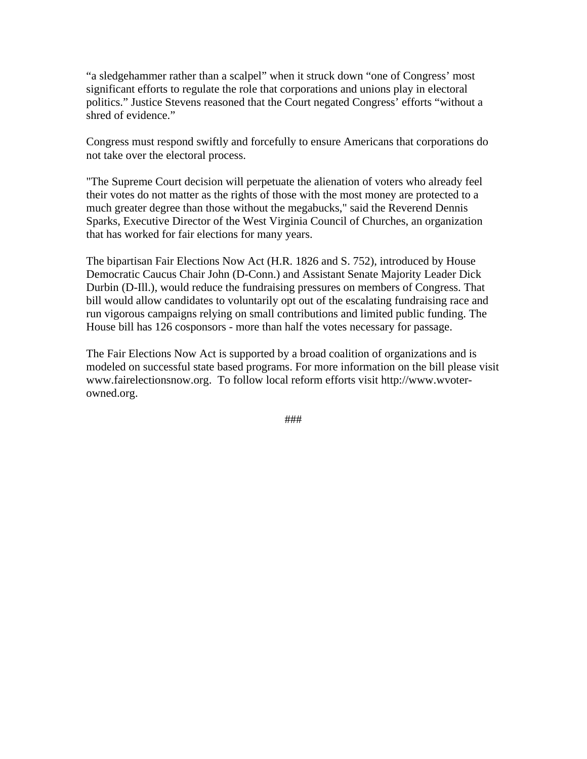“a sledgehammer rather than a scalpel” when it struck down “one of Congress’ most significant efforts to regulate the role that corporations and unions play in electoral politics.” Justice Stevens reasoned that the Court negated Congress’ efforts “without a shred of evidence.”

Congress must respond swiftly and forcefully to ensure Americans that corporations do not take over the electoral process.

"The Supreme Court decision will perpetuate the alienation of voters who already feel their votes do not matter as the rights of those with the most money are protected to a much greater degree than those without the megabucks," said the Reverend Dennis Sparks, Executive Director of the West Virginia Council of Churches, an organization that has worked for fair elections for many years.

The bipartisan Fair Elections Now Act (H.R. 1826 and S. 752), introduced by House Democratic Caucus Chair John (D-Conn.) and Assistant Senate Majority Leader Dick Durbin (D-Ill.), would reduce the fundraising pressures on members of Congress. That bill would allow candidates to voluntarily opt out of the escalating fundraising race and run vigorous campaigns relying on small contributions and limited public funding. The House bill has 126 cosponsors - more than half the votes necessary for passage.

The Fair Elections Now Act is supported by a broad coalition of organizations and is modeled on successful state based programs. For more information on the bill please visit www.fairelectionsnow.org. To follow local reform efforts visit http://www.wvoter-owned.org.

###